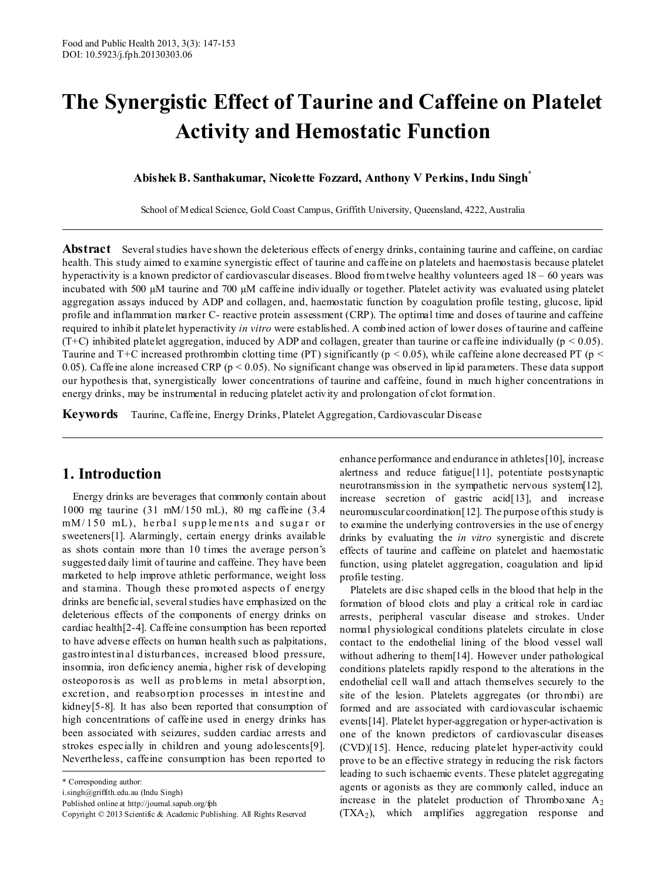# The Synergistic Effect of Taurine and Caffeine on Platelet Activity and Hemostatic Function

**Abishek B. Santhakumar, Nicolette Fozzard, Anthony V Perkins, Indu Singh***

School of Medical Science, Gold Coast Campus, Griffith University, Queensland, 4222, Australia

**Abstract** Several studies have shown the deleterious effects of energy drinks, containing taurine and caffeine, on cardiac health. This study aimed to examine synergistic effect of taurine and caffeine on platelets and haemostasis because platelet hyperactivity is a known predictor of cardiovascular diseases. Blood from twelve healthy volunteers aged 18 – 60 years was incubated with 500 µM taurine and 700 µM caffeine individually or together. Platelet activity was evaluated using platelet aggregation assays induced by ADP and collagen, and, haemostatic function by coagulation profile testing, glucose, lipid profile and inflammation marker C- reactive protein assessment (CRP). The optimal time and doses of taurine and caffeine required to inhibit platelet hyperactivity *in vitro* were established. A combined action of lower doses of taurine and caffeine (T+C) inhibited platelet aggregation, induced by ADP and collagen, greater than taurine or caffeine individually ($p < 0.05$). Taurine and T+C increased prothrombin clotting time (PT) significantly ($p < 0.05$), while caffeine alone decreased PT ($p < 0.05$). Caffeine alone increased CRP ($p < 0.05$). No significant change was observed in lipid parameters. These data support our hypothesis that, synergistically lower concentrations of taurine and caffeine, found in much higher concentrations in energy drinks, may be instrumental in reducing platelet activity and prolongation of clot formation.

**Keywords** Taurine, Caffeine, Energy Drinks, Platelet Aggregation, Cardiovascular Disease

## 1. Introduction

Energy drinks are beverages that commonly contain about 1000 mg taurine (31 mM/150 mL), 80 mg caffeine (3.4 mM/150 mL), herbal supplements and sugar or sweeteners[1]. Alarmingly, certain energy drinks available as shots contain more than 10 times the average person's suggested daily limit of taurine and caffeine. They have been marketed to help improve athletic performance, weight loss and stamina. Though these promoted aspects of energy drinks are beneficial, several studies have emphasized on the deleterious effects of the components of energy drinks on cardiac health[2-4]. Caffeine consumption has been reported to have adverse effects on human health such as palpitations, gastrointestinal disturbances, increased blood pressure, insomnia, iron deficiency anemia, higher risk of developing osteoporosis as well as problems in metal absorption, excretion, and reabsorption processes in intestine and kidney[5-8]. It has also been reported that consumption of high concentrations of caffeine used in energy drinks has been associated with seizures, sudden cardiac arrests and strokes especially in children and young adolescents[9]. Nevertheless, caffeine consumption has been reported to enhance performance and endurance in athletes[10], increase alertness and reduce fatigue[11], potentiate postsynaptic neurotransmission in the sympathetic nervous system[12], increase secretion of gastric acid[13], and increase neuromuscular coordination[12]. The purpose of this study is to examine the underlying controversies in the use of energy drinks by evaluating the *in vitro* synergistic and discrete effects of taurine and caffeine on platelet and haemostatic function, using platelet aggregation, coagulation and lipid profile testing.

Platelets are disc shaped cells in the blood that help in the formation of blood clots and play a critical role in cardiac arrests, peripheral vascular disease and strokes. Under normal physiological conditions platelets circulate in close contact to the endothelial lining of the blood vessel wall without adhering to them[14]. However under pathological conditions platelets rapidly respond to the alterations in the endothelial cell wall and attach themselves securely to the site of the lesion. Platelets aggregates (or thrombi) are formed and are associated with cardiovascular ischaemic events[14]. Platelet hyper-aggregation or hyper-activation is one of the known predictors of cardiovascular diseases (CVD)[15]. Hence, reducing platelet hyper-activity could prove to be an effective strategy in reducing the risk factors leading to such ischaemic events. These platelet aggregating agents or agonists as they are commonly called, induce an increase in the platelet production of Thromboxane $A_2$ ($TXA_2$), which amplifies aggregation response and

\* Corresponding author:
i.singh@griffith.edu.au (Indu Singh)
Published online at http://journal.sapub.org/fph
Copyright © 2013 Scientific & Academic Publishing. All Rights Reserved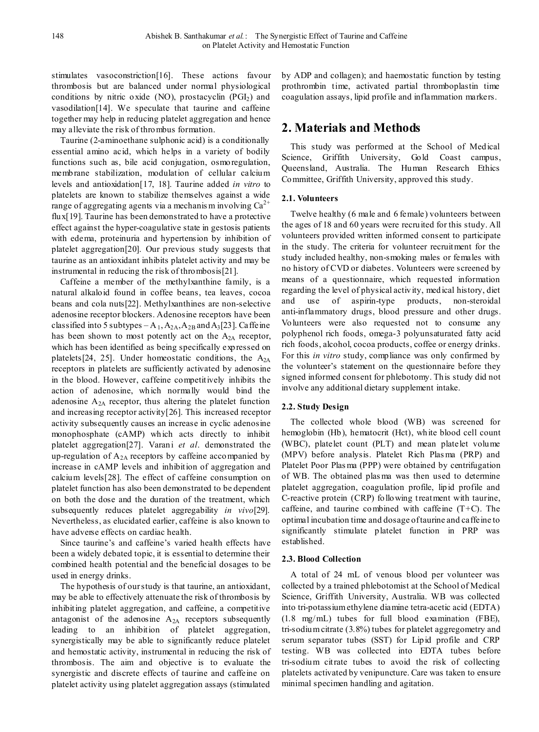stimulates vasoconstriction[16]. These actions favour thrombosis but are balanced under normal physiological conditions by nitric oxide (NO), prostacyclin ($PGI_2$) and vasodilation[14]. We speculate that taurine and caffeine together may help in reducing platelet aggregation and hence may alleviate the risk of thrombus formation.

Taurine (2-aminoethane sulphonic acid) is a conditionally essential amino acid, which helps in a variety of bodily functions such as, bile acid conjugation, osmoregulation, membrane stabilization, modulation of cellular calcium levels and antioxidation[17, 18]. Taurine added *in vitro* to platelets are known to stabilize themselves against a wide range of aggregating agents via a mechanism involving $Ca^{2+}$ flux[19]. Taurine has been demonstrated to have a protective effect against the hyper-coagulative state in gestosis patients with edema, proteinuria and hypertension by inhibition of platelet aggregation[20]. Our previous study suggests that taurine as an antioxidant inhibits platelet activity and may be instrumental in reducing the risk of thrombosis[21].

Caffeine a member of the methylxanthine family, is a natural alkaloid found in coffee beans, tea leaves, cocoa beans and cola nuts[22]. Methylxanthines are non-selective adenosine receptor blockers. Adenosine receptors have been classified into 5 subtypes – $A_1$, $A_{2A}$, $A_{2B}$ and $A_3$[23]. Caffeine has been shown to most potently act on the $A_{2A}$ receptor, which has been identified as being specifically expressed on platelets[24, 25]. Under homeostatic conditions, the $A_{2A}$ receptors in platelets are sufficiently activated by adenosine in the blood. However, caffeine competitively inhibits the action of adenosine, which normally would bind the adenosine $A_{2A}$ receptor, thus altering the platelet function and increasing receptor activity[26]. This increased receptor activity subsequently causes an increase in cyclic adenosine monophosphate (cAMP) which acts directly to inhibit platelet aggregation[27]. Varani *et al*. demonstrated the up-regulation of $A_{2A}$ receptors by caffeine accompanied by increase in cAMP levels and inhibition of aggregation and calcium levels[28]. The effect of caffeine consumption on platelet function has also been demonstrated to be dependent on both the dose and the duration of the treatment, which subsequently reduces platelet aggregability *in vivo*[29]. Nevertheless, as elucidated earlier, caffeine is also known to have adverse effects on cardiac health.

Since taurine's and caffeine's varied health effects have been a widely debated topic, it is essential to determine their combined health potential and the beneficial dosages to be used in energy drinks.

The hypothesis of our study is that taurine, an antioxidant, may be able to effectively attenuate the risk of thrombosis by inhibiting platelet aggregation, and caffeine, a competitive antagonist of the adenosine $A_{2A}$ receptors subsequently leading to an inhibition of platelet aggregation, synergistically may be able to significantly reduce platelet and hemostatic activity, instrumental in reducing the risk of thrombosis. The aim and objective is to evaluate the synergistic and discrete effects of taurine and caffeine on platelet activity using platelet aggregation assays (stimulated by ADP and collagen); and haemostatic function by testing prothrombin time, activated partial thromboplastin time coagulation assays, lipid profile and inflammation markers.

## 2. Materials and Methods

This study was performed at the School of Medical Science, Griffith University, Gold Coast campus, Queensland, Australia. The Human Research Ethics Committee, Griffith University, approved this study.

### 2.1. Volunteers

Twelve healthy (6 male and 6 female) volunteers between the ages of 18 and 60 years were recruited for this study. All volunteers provided written informed consent to participate in the study. The criteria for volunteer recruitment for the study included healthy, non-smoking males or females with no history of CVD or diabetes. Volunteers were screened by means of a questionnaire, which requested information regarding the level of physical activity, medical history, diet and use of aspirin-type products, non-steroidal anti-inflammatory drugs, blood pressure and other drugs. Volunteers were also requested not to consume any polyphenol rich foods, omega-3 polyunsaturated fatty acid rich foods, alcohol, cocoa products, coffee or energy drinks. For this *in vitro* study, compliance was only confirmed by the volunteer's statement on the questionnaire before they signed informed consent for phlebotomy. This study did not involve any additional dietary supplement intake.

### 2.2. Study Design

The collected whole blood (WB) was screened for hemoglobin (Hb), hematocrit (Hct), white blood cell count (WBC), platelet count (PLT) and mean platelet volume (MPV) before analysis. Platelet Rich Plasma (PRP) and Platelet Poor Plasma (PPP) were obtained by centrifugation of WB. The obtained plasma was then used to determine platelet aggregation, coagulation profile, lipid profile and C-reactive protein (CRP) following treatment with taurine, caffeine, and taurine combined with caffeine (T+C). The optimal incubation time and dosage of taurine and caffeine to significantly stimulate platelet function in PRP was established.

### 2.3. Blood Collection

A total of 24 mL of venous blood per volunteer was collected by a trained phlebotomist at the School of Medical Science, Griffith University, Australia. WB was collected into tri-potassium ethylene diamine tetra-acetic acid (EDTA) (1.8 mg/mL) tubes for full blood examination (FBE), tri-sodium citrate (3.8%) tubes for platelet aggregometry and serum separator tubes (SST) for Lipid profile and CRP testing. WB was collected into EDTA tubes before tri-sodium citrate tubes to avoid the risk of collecting platelets activated by venipuncture. Care was taken to ensure minimal specimen handling and agitation.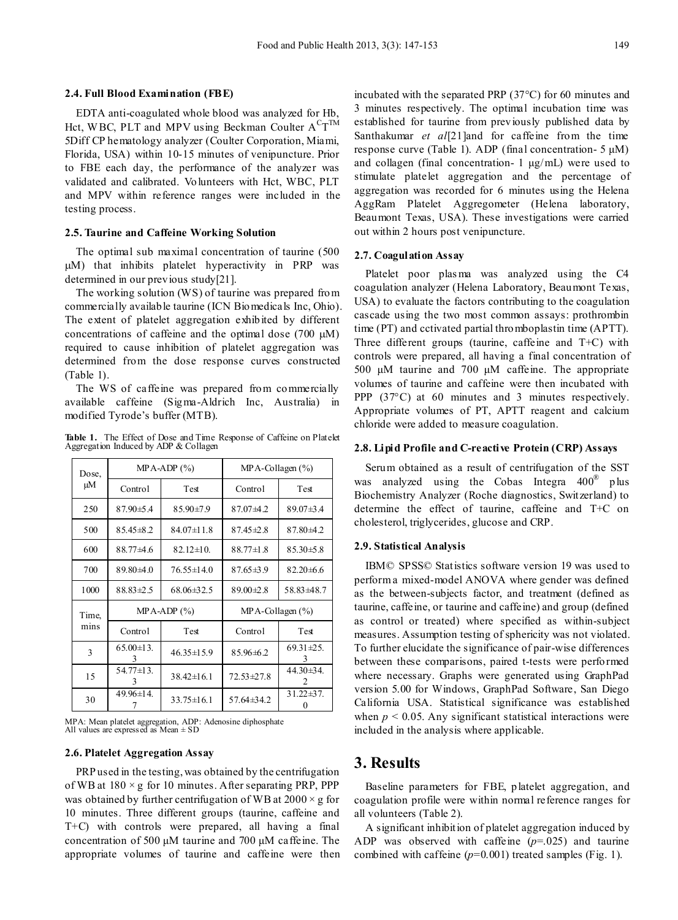### 2.4. Full Blood Examination (FBE)

EDTA anti-coagulated whole blood was analyzed for Hb, Hct, WBC, PLT and MPV using Beckman Coulter A$^{C}$T$^{TM}$ 5Diff CP hematology analyzer (Coulter Corporation, Miami, Florida, USA) within 10-15 minutes of venipuncture. Prior to FBE each day, the performance of the analyzer was validated and calibrated. Volunteers with Hct, WBC, PLT and MPV within reference ranges were included in the testing process.

### 2.5. Taurine and Caffeine Working Solution

The optimal sub maximal concentration of taurine (500 μM) that inhibits platelet hyperactivity in PRP was determined in our previous study[21].

The working solution (WS) of taurine was prepared from commercially available taurine (ICN Biomedicals Inc, Ohio). The extent of platelet aggregation exhibited by different concentrations of caffeine and the optimal dose (700 μM) required to cause inhibition of platelet aggregation was determined from the dose response curves constructed (Table 1).

The WS of caffeine was prepared from commercially available caffeine (Sigma-Aldrich Inc, Australia) in modified Tyrode's buffer (MTB).

**Table 1.** The Effect of Dose and Time Response of Caffeine on Platelet Aggregation Induced by ADP & Collagen

| Dose, μM | MPA-ADP (%) | | MPA-Collagen (%) | |
|---|---|---|---|---|
| | Control | Test | Control | Test |
| 250 | 87.90±5.4 | 85.90±7.9 | 87.07±4.2 | 89.07±3.4 |
| 500 | 85.45±8.2 | 84.07±11.8 | 87.45±2.8 | 87.80±4.2 |
| 600 | 88.77±4.6 | 82.12±10. | 88.77±1.8 | 85.30±5.8 |
| 700 | 89.80±4.0 | 76.55±14.0 | 87.65±3.9 | 82.20±6.6 |
| 1000 | 88.83±2.5 | 68.06±32.5 | 89.00±2.8 | 58.83±48.7 |
| **Time, mins** | **MPA-ADP (%)** | | **MPA-Collagen (%)** | |
| | Control | Test | Control | Test |
| 3 | 65.00±13.3 | 46.35±15.9 | 85.96±6.2 | 69.31±25.3 |
| 15 | 54.77±13.3 | 38.42±16.1 | 72.53±27.8 | 44.30±34.2 |
| 30 | 49.96±14.7 | 33.75±16.1 | 57.64±34.2 | 31.22±37.0 |

MPA: Mean platelet aggregation, ADP: Adenosine diphosphate
All values are expressed as Mean ± SD

### 2.6. Platelet Aggregation Assay

PRP used in the testing, was obtained by the centrifugation of WB at 180 × g for 10 minutes. After separating PRP, PPP was obtained by further centrifugation of WB at 2000 × g for 10 minutes. Three different groups (taurine, caffeine and T+C) with controls were prepared, all having a final concentration of 500 μM taurine and 700 μM caffeine. The appropriate volumes of taurine and caffeine were then incubated with the separated PRP (37°C) for 60 minutes and 3 minutes respectively. The optimal incubation time was established for taurine from previously published data by Santhakumar *et al*[21]and for caffeine from the time response curve (Table 1). ADP (final concentration- 5 μM) and collagen (final concentration- 1 μg/mL) were used to stimulate platelet aggregation and the percentage of aggregation was recorded for 6 minutes using the Helena AggRam Platelet Aggregometer (Helena laboratory, Beaumont Texas, USA). These investigations were carried out within 2 hours post venipuncture.

### 2.7. Coagulation Assay

Platelet poor plasma was analyzed using the C4 coagulation analyzer (Helena Laboratory, Beaumont Texas, USA) to evaluate the factors contributing to the coagulation cascade using the two most common assays: prothrombin time (PT) and cctivated partial thromboplastin time (APTT). Three different groups (taurine, caffeine and T+C) with controls were prepared, all having a final concentration of 500 μM taurine and 700 μM caffeine. The appropriate volumes of taurine and caffeine were then incubated with PPP (37°C) at 60 minutes and 3 minutes respectively. Appropriate volumes of PT, APTT reagent and calcium chloride were added to measure coagulation.

### 2.8. Lipid Profile and C-reactive Protein (CRP) Assays

Serum obtained as a result of centrifugation of the SST was analyzed using the Cobas Integra 400® plus Biochemistry Analyzer (Roche diagnostics, Switzerland) to determine the effect of taurine, caffeine and T+C on cholesterol, triglycerides, glucose and CRP.

### 2.9. Statistical Analysis

IBM© SPSS© Statistics software version 19 was used to perform a mixed-model ANOVA where gender was defined as the between-subjects factor, and treatment (defined as taurine, caffeine, or taurine and caffeine) and group (defined as control or treated) where specified as within-subject measures. Assumption testing of sphericity was not violated. To further elucidate the significance of pair-wise differences between these comparisons, paired t-tests were performed where necessary. Graphs were generated using GraphPad version 5.00 for Windows, GraphPad Software, San Diego California USA. Statistical significance was established when $p < 0.05$. Any significant statistical interactions were included in the analysis where applicable.

## 3. Results

Baseline parameters for FBE, platelet aggregation, and coagulation profile were within normal reference ranges for all volunteers (Table 2).

A significant inhibition of platelet aggregation induced by ADP was observed with caffeine ($p$=.025) and taurine combined with caffeine ($p$=0.001) treated samples (Fig. 1).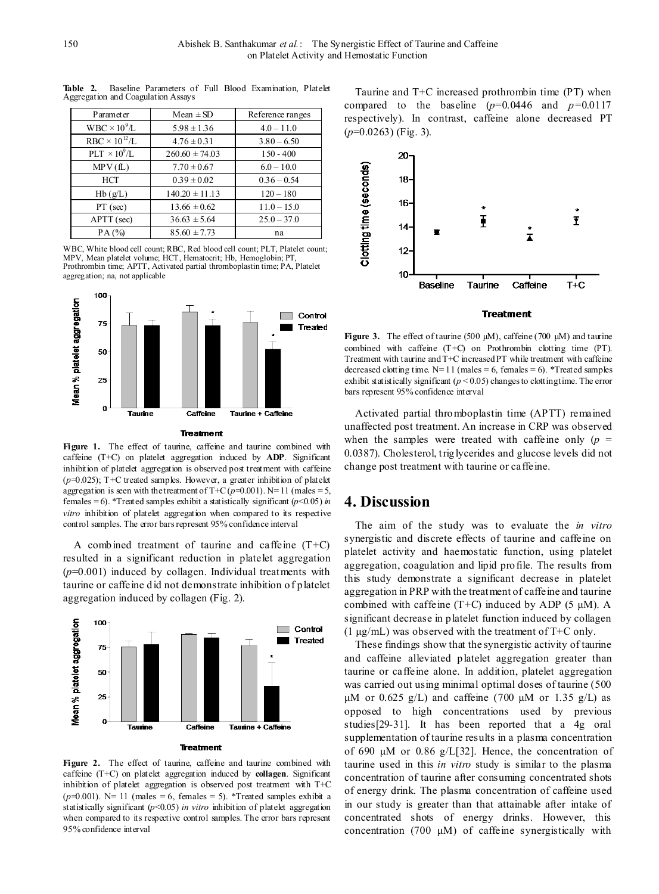**Table 2.** Baseline Parameters of Full Blood Examination, Platelet Aggregation and Coagulation Assays

| Parameter | Mean ± SD | Reference ranges |
|---|---|---|
| WBC × $10^9$/L | 5.98 ± 1.36 | 4.0 – 11.0 |
| RBC × $10^{12}$/L | 4.76 ± 0.31 | 3.80 – 6.50 |
| PLT × $10^9$/L | 260.60 ± 74.03 | 150 - 400 |
| MPV (fL) | 7.70 ± 0.67 | 6.0 – 10.0 |
| HCT | 0.39 ± 0.02 | 0.36 – 0.54 |
| Hb (g/L) | 140.20 ± 11.13 | 120 – 180 |
| PT (sec) | 13.66 ± 0.62 | 11.0 – 15.0 |
| APTT (sec) | 36.63 ± 5.64 | 25.0 – 37.0 |
| PA (%) | 85.60 ± 7.73 | na |

WBC, White blood cell count; RBC, Red blood cell count; PLT, Platelet count; MPV, Mean platelet volume; HCT, Hematocrit; Hb, Hemoglobin; PT, Prothrombin time; APTT, Activated partial thromboplastin time; PA, Platelet aggregation; na, not applicable

**Figure 1.** The effect of taurine, caffeine and taurine combined with caffeine (T+C) on platelet aggregation induced by **ADP**. Significant inhibition of platelet aggregation is observed post treatment with caffeine ($p$=0.025); T+C treated samples. However, a greater inhibition of platelet aggregation is seen with the treatment of T+C ($p$=0.001). N= 11 (males = 5, females = 6). *Treated samples exhibit a statistically significant ($p$<0.05) *in vitro* inhibition of platelet aggregation when compared to its respective control samples. The error bars represent 95% confidence interval

A combined treatment of taurine and caffeine (T+C) resulted in a significant reduction in platelet aggregation ($p$=0.001) induced by collagen. Individual treatments with taurine or caffeine did not demonstrate inhibition of platelet aggregation induced by collagen (Fig. 2).

**Figure 2.** The effect of taurine, caffeine and taurine combined with caffeine (T+C) on platelet aggregation induced by **collagen**. Significant inhibition of platelet aggregation is observed post treatment with T+C ($p$=0.001). N= 11 (males = 6, females = 5). *Treated samples exhibit a statistically significant ($p$<0.05) *in vitro* inhibition of platelet aggregation when compared to its respective control samples. The error bars represent 95% confidence interval

Taurine and T+C increased prothrombin time (PT) when compared to the baseline ($p$=0.0446 and $p$=0.0117 respectively). In contrast, caffeine alone decreased PT ($p$=0.0263) (Fig. 3).

**Figure 3.** The effect of taurine (500 μM), caffeine (700 μM) and taurine combined with caffeine (T+C) on Prothrombin clotting time (PT). Treatment with taurine and T+C increased PT while treatment with caffeine decreased clotting time. N= 11 (males = 6, females = 6). *Treated samples exhibit statistically significant ($p$ < 0.05) changes to clotting time. The error bars represent 95% confidence interval

Activated partial thromboplastin time (APTT) remained unaffected post treatment. An increase in CRP was observed when the samples were treated with caffeine only ($p$ = 0.0387). Cholesterol, triglycerides and glucose levels did not change post treatment with taurine or caffeine.

# 4. Discussion

The aim of the study was to evaluate the *in vitro* synergistic and discrete effects of taurine and caffeine on platelet activity and haemostatic function, using platelet aggregation, coagulation and lipid profile. The results from this study demonstrate a significant decrease in platelet aggregation in PRP with the treatment of caffeine and taurine combined with caffeine (T+C) induced by ADP (5 μM). A significant decrease in platelet function induced by collagen (1 μg/mL) was observed with the treatment of T+C only.

These findings show that the synergistic activity of taurine and caffeine alleviated platelet aggregation greater than taurine or caffeine alone. In addition, platelet aggregation was carried out using minimal optimal doses of taurine (500 μM or 0.625 g/L) and caffeine (700 μM or 1.35 g/L) as opposed to high concentrations used by previous studies[29-31]. It has been reported that a 4g oral supplementation of taurine results in a plasma concentration of 690 μM or 0.86 g/L[32]. Hence, the concentration of taurine used in this *in vitro* study is similar to the plasma concentration of taurine after consuming concentrated shots of energy drink. The plasma concentration of caffeine used in our study is greater than that attainable after intake of concentrated shots of energy drinks. However, this concentration (700 μM) of caffeine synergistically with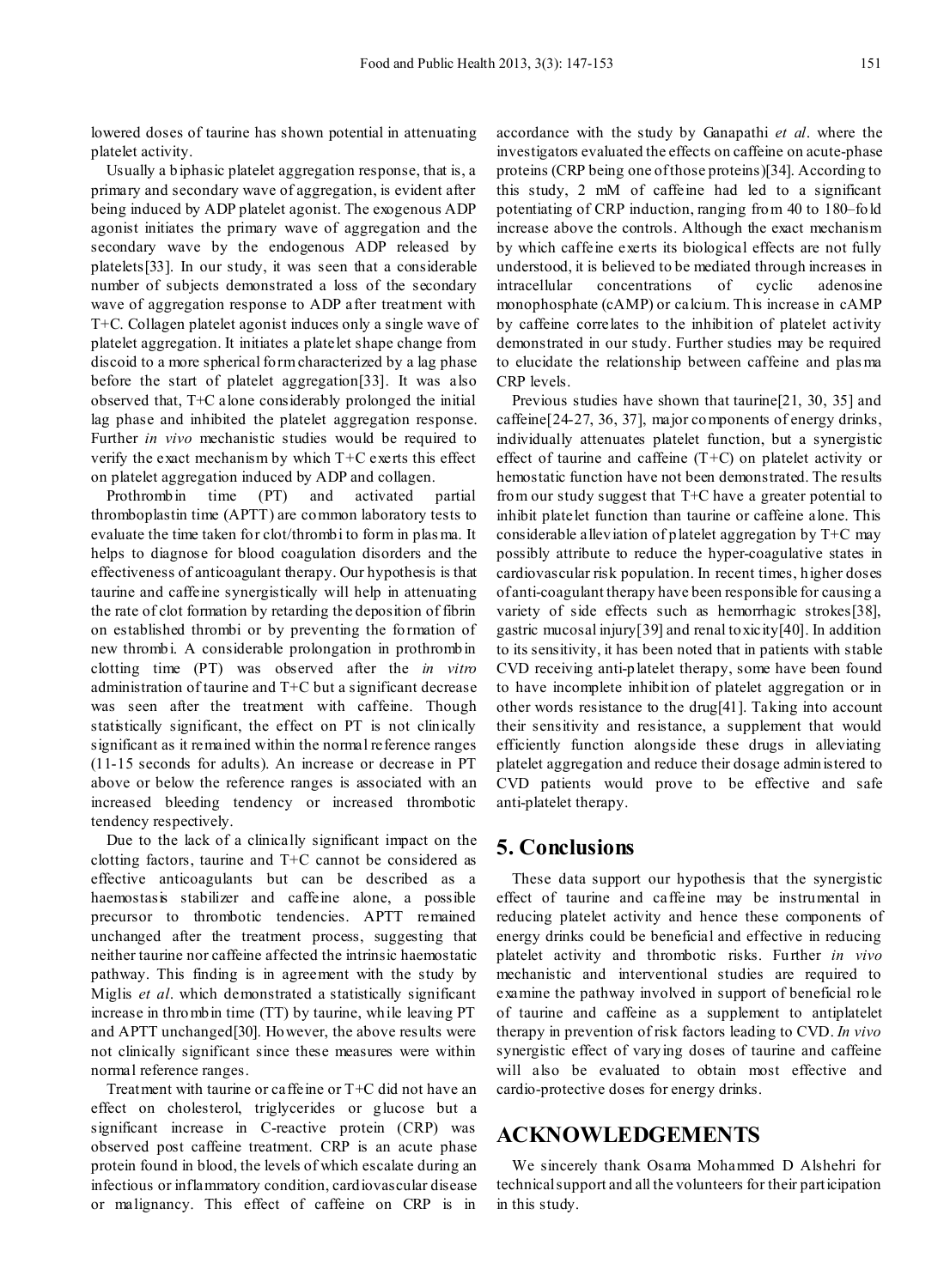lowered doses of taurine has shown potential in attenuating platelet activity.

Usually a biphasic platelet aggregation response, that is, a primary and secondary wave of aggregation, is evident after being induced by ADP platelet agonist. The exogenous ADP agonist initiates the primary wave of aggregation and the secondary wave by the endogenous ADP released by platelets[33]. In our study, it was seen that a considerable number of subjects demonstrated a loss of the secondary wave of aggregation response to ADP after treatment with T+C. Collagen platelet agonist induces only a single wave of platelet aggregation. It initiates a platelet shape change from discoid to a more spherical form characterized by a lag phase before the start of platelet aggregation[33]. It was also observed that, T+C alone considerably prolonged the initial lag phase and inhibited the platelet aggregation response. Further *in vivo* mechanistic studies would be required to verify the exact mechanism by which T+C exerts this effect on platelet aggregation induced by ADP and collagen.

Prothrombin time (PT) and activated partial thromboplastin time (APTT) are common laboratory tests to evaluate the time taken for clot/thrombi to form in plasma. It helps to diagnose for blood coagulation disorders and the effectiveness of anticoagulant therapy. Our hypothesis is that taurine and caffeine synergistically will help in attenuating the rate of clot formation by retarding the deposition of fibrin on established thrombi or by preventing the formation of new thrombi. A considerable prolongation in prothrombin clotting time (PT) was observed after the *in vitro* administration of taurine and T+C but a significant decrease was seen after the treatment with caffeine. Though statistically significant, the effect on PT is not clinically significant as it remained within the normal reference ranges (11-15 seconds for adults). An increase or decrease in PT above or below the reference ranges is associated with an increased bleeding tendency or increased thrombotic tendency respectively.

Due to the lack of a clinically significant impact on the clotting factors, taurine and T+C cannot be considered as effective anticoagulants but can be described as a haemostasis stabilizer and caffeine alone, a possible precursor to thrombotic tendencies. APTT remained unchanged after the treatment process, suggesting that neither taurine nor caffeine affected the intrinsic haemostatic pathway. This finding is in agreement with the study by Miglis *et al*. which demonstrated a statistically significant increase in thrombin time (TT) by taurine, while leaving PT and APTT unchanged[30]. However, the above results were not clinically significant since these measures were within normal reference ranges.

Treatment with taurine or caffeine or T+C did not have an effect on cholesterol, triglycerides or glucose but a significant increase in C-reactive protein (CRP) was observed post caffeine treatment. CRP is an acute phase protein found in blood, the levels of which escalate during an infectious or inflammatory condition, cardiovascular disease or malignancy. This effect of caffeine on CRP is in accordance with the study by Ganapathi *et al*. where the investigators evaluated the effects on caffeine on acute-phase proteins (CRP being one of those proteins)[34]. According to this study, 2 mM of caffeine had led to a significant potentiating of CRP induction, ranging from 40 to 180–fold increase above the controls. Although the exact mechanism by which caffeine exerts its biological effects are not fully understood, it is believed to be mediated through increases in intracellular concentrations of cyclic adenosine monophosphate (cAMP) or calcium. This increase in cAMP by caffeine correlates to the inhibition of platelet activity demonstrated in our study. Further studies may be required to elucidate the relationship between caffeine and plasma CRP levels.

Previous studies have shown that taurine[21, 30, 35] and caffeine[24-27, 36, 37], major components of energy drinks, individually attenuates platelet function, but a synergistic effect of taurine and caffeine (T+C) on platelet activity or hemostatic function have not been demonstrated. The results from our study suggest that T+C have a greater potential to inhibit platelet function than taurine or caffeine alone. This considerable alleviation of platelet aggregation by T+C may possibly attribute to reduce the hyper-coagulative states in cardiovascular risk population. In recent times, higher doses of anti-coagulant therapy have been responsible for causing a variety of side effects such as hemorrhagic strokes[38], gastric mucosal injury[39] and renal toxicity[40]. In addition to its sensitivity, it has been noted that in patients with stable CVD receiving anti-platelet therapy, some have been found to have incomplete inhibition of platelet aggregation or in other words resistance to the drug[41]. Taking into account their sensitivity and resistance, a supplement that would efficiently function alongside these drugs in alleviating platelet aggregation and reduce their dosage administered to CVD patients would prove to be effective and safe anti-platelet therapy.

## 5. Conclusions

These data support our hypothesis that the synergistic effect of taurine and caffeine may be instrumental in reducing platelet activity and hence these components of energy drinks could be beneficial and effective in reducing platelet activity and thrombotic risks. Further *in vivo* mechanistic and interventional studies are required to examine the pathway involved in support of beneficial role of taurine and caffeine as a supplement to antiplatelet therapy in prevention of risk factors leading to CVD. *In vivo* synergistic effect of varying doses of taurine and caffeine will also be evaluated to obtain most effective and cardio-protective doses for energy drinks.

## ACKNOWLEDGEMENTS

We sincerely thank Osama Mohammed D Alshehri for technical support and all the volunteers for their participation in this study.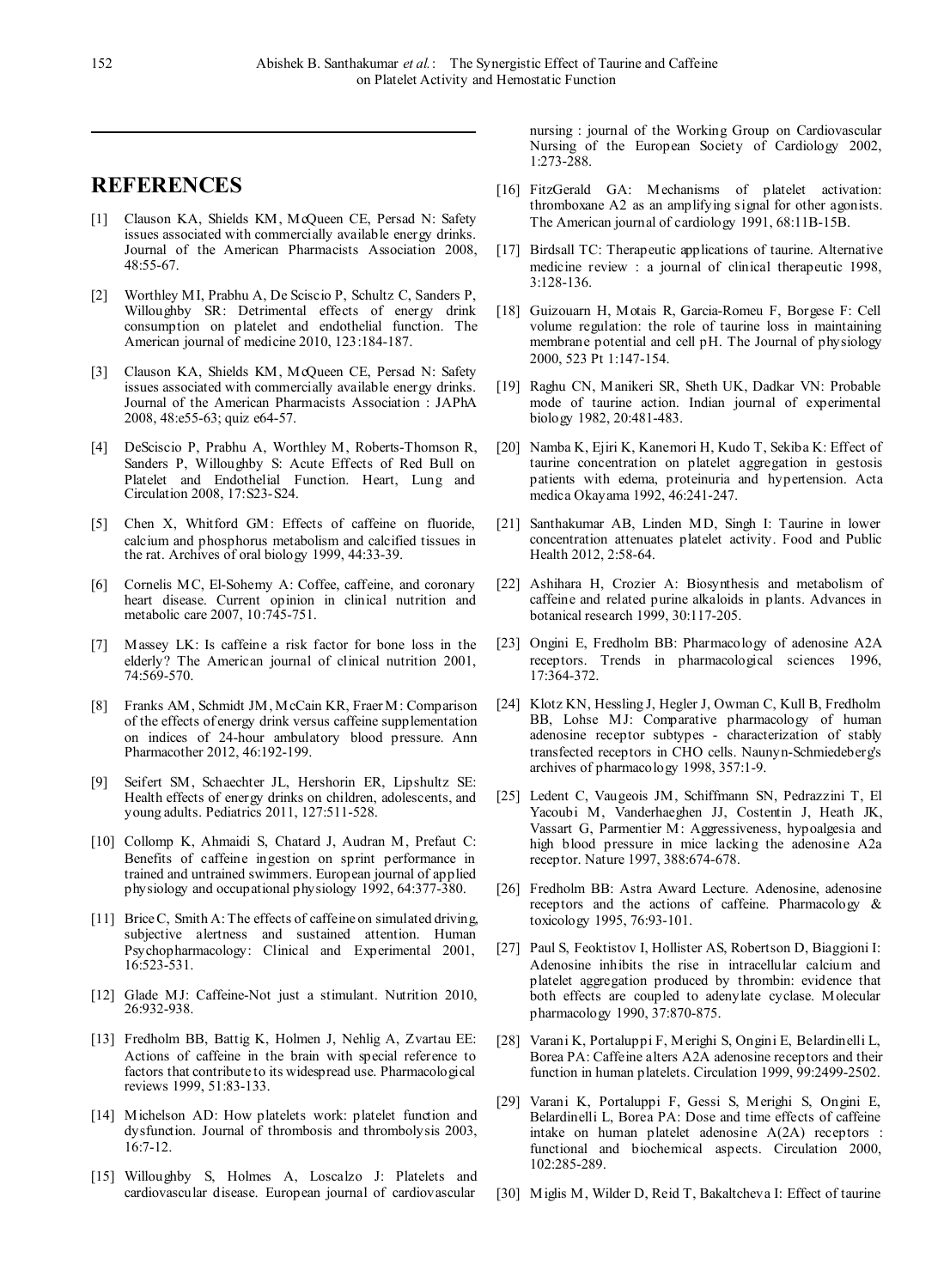## REFERENCES

[1] Clauson KA, Shields KM, McQueen CE, Persad N: Safety issues associated with commercially available energy drinks. Journal of the American Pharmacists Association 2008, 48:55-67.

[2] Worthley MI, Prabhu A, De Sciscio P, Schultz C, Sanders P, Willoughby SR: Detrimental effects of energy drink consumption on platelet and endothelial function. The American journal of medicine 2010, 123:184-187.

[3] Clauson KA, Shields KM, McQueen CE, Persad N: Safety issues associated with commercially available energy drinks. Journal of the American Pharmacists Association : JAPhA 2008, 48:e55-63; quiz e64-57.

[4] DeSciscio P, Prabhu A, Worthley M, Roberts-Thomson R, Sanders P, Willoughby S: Acute Effects of Red Bull on Platelet and Endothelial Function. Heart, Lung and Circulation 2008, 17:S23-S24.

[5] Chen X, Whitford GM: Effects of caffeine on fluoride, calcium and phosphorus metabolism and calcified tissues in the rat. Archives of oral biology 1999, 44:33-39.

[6] Cornelis MC, El-Sohemy A: Coffee, caffeine, and coronary heart disease. Current opinion in clinical nutrition and metabolic care 2007, 10:745-751.

[7] Massey LK: Is caffeine a risk factor for bone loss in the elderly? The American journal of clinical nutrition 2001, 74:569-570.

[8] Franks AM, Schmidt JM, McCain KR, Fraer M: Comparison of the effects of energy drink versus caffeine supplementation on indices of 24-hour ambulatory blood pressure. Ann Pharmacother 2012, 46:192-199.

[9] Seifert SM, Schaechter JL, Hershorin ER, Lipshultz SE: Health effects of energy drinks on children, adolescents, and young adults. Pediatrics 2011, 127:511-528.

[10] Collomp K, Ahmaidi S, Chatard J, Audran M, Prefaut C: Benefits of caffeine ingestion on sprint performance in trained and untrained swimmers. European journal of applied physiology and occupational physiology 1992, 64:377-380.

[11] Brice C, Smith A: The effects of caffeine on simulated driving, subjective alertness and sustained attention. Human Psychopharmacology: Clinical and Experimental 2001, 16:523-531.

[12] Glade MJ: Caffeine-Not just a stimulant. Nutrition 2010, 26:932-938.

[13] Fredholm BB, Battig K, Holmen J, Nehlig A, Zvartau EE: Actions of caffeine in the brain with special reference to factors that contribute to its widespread use. Pharmacological reviews 1999, 51:83-133.

[14] Michelson AD: How platelets work: platelet function and dysfunction. Journal of thrombosis and thrombolysis 2003, 16:7-12.

[15] Willoughby S, Holmes A, Loscalzo J: Platelets and cardiovascular disease. European journal of cardiovascular nursing : journal of the Working Group on Cardiovascular Nursing of the European Society of Cardiology 2002, 1:273-288.

[16] FitzGerald GA: Mechanisms of platelet activation: thromboxane A2 as an amplifying signal for other agonists. The American journal of cardiology 1991, 68:11B-15B.

[17] Birdsall TC: Therapeutic applications of taurine. Alternative medicine review : a journal of clinical therapeutic 1998, 3:128-136.

[18] Guizouarn H, Motais R, Garcia-Romeu F, Borgese F: Cell volume regulation: the role of taurine loss in maintaining membrane potential and cell pH. The Journal of physiology 2000, 523 Pt 1:147-154.

[19] Raghu CN, Manikeri SR, Sheth UK, Dadkar VN: Probable mode of taurine action. Indian journal of experimental biology 1982, 20:481-483.

[20] Namba K, Ejiri K, Kanemori H, Kudo T, Sekiba K: Effect of taurine concentration on platelet aggregation in gestosis patients with edema, proteinuria and hypertension. Acta medica Okayama 1992, 46:241-247.

[21] Santhakumar AB, Linden MD, Singh I: Taurine in lower concentration attenuates platelet activity. Food and Public Health 2012, 2:58-64.

[22] Ashihara H, Crozier A: Biosynthesis and metabolism of caffeine and related purine alkaloids in plants. Advances in botanical research 1999, 30:117-205.

[23] Ongini E, Fredholm BB: Pharmacology of adenosine A2A receptors. Trends in pharmacological sciences 1996, 17:364-372.

[24] Klotz KN, Hessling J, Hegler J, Owman C, Kull B, Fredholm BB, Lohse MJ: Comparative pharmacology of human adenosine receptor subtypes - characterization of stably transfected receptors in CHO cells. Naunyn-Schmiedeberg's archives of pharmacology 1998, 357:1-9.

[25] Ledent C, Vaugeois JM, Schiffmann SN, Pedrazzini T, El Yacoubi M, Vanderhaeghen JJ, Costentin J, Heath JK, Vassart G, Parmentier M: Aggressiveness, hypoalgesia and high blood pressure in mice lacking the adenosine A2a receptor. Nature 1997, 388:674-678.

[26] Fredholm BB: Astra Award Lecture. Adenosine, adenosine receptors and the actions of caffeine. Pharmacology & toxicology 1995, 76:93-101.

[27] Paul S, Feoktistov I, Hollister AS, Robertson D, Biaggioni I: Adenosine inhibits the rise in intracellular calcium and platelet aggregation produced by thrombin: evidence that both effects are coupled to adenylate cyclase. Molecular pharmacology 1990, 37:870-875.

[28] Varani K, Portaluppi F, Merighi S, Ongini E, Belardinelli L, Borea PA: Caffeine alters A2A adenosine receptors and their function in human platelets. Circulation 1999, 99:2499-2502.

[29] Varani K, Portaluppi F, Gessi S, Merighi S, Ongini E, Belardinelli L, Borea PA: Dose and time effects of caffeine intake on human platelet adenosine A(2A) receptors : functional and biochemical aspects. Circulation 2000, 102:285-289.

[30] Miglis M, Wilder D, Reid T, Bakaltcheva I: Effect of taurine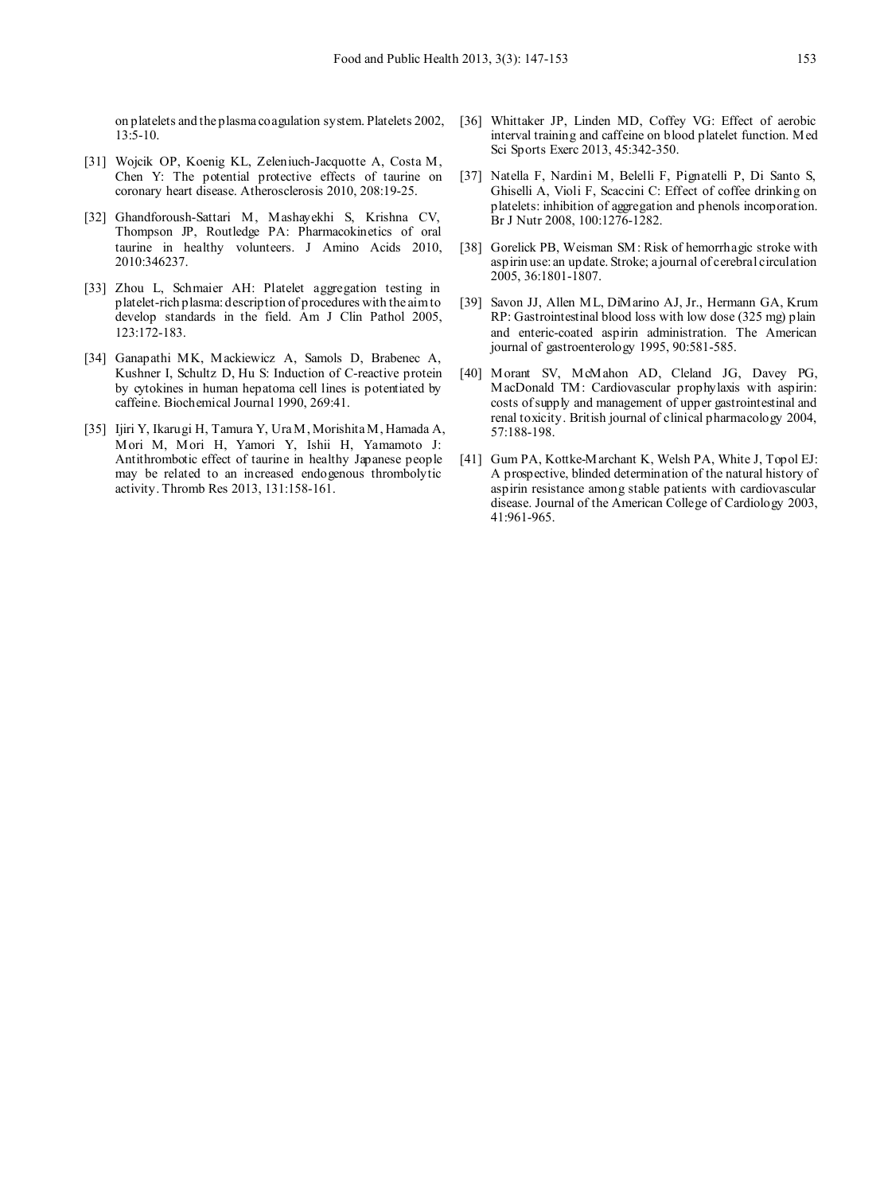on platelets and the plasma coagulation system. Platelets 2002, 13:5-10.

[31] Wojcik OP, Koenig KL, Zeleniuch-Jacquotte A, Costa M, Chen Y: The potential protective effects of taurine on coronary heart disease. Atherosclerosis 2010, 208:19-25.

[32] Ghandforoush-Sattari M, Mashayekhi S, Krishna CV, Thompson JP, Routledge PA: Pharmacokinetics of oral taurine in healthy volunteers. J Amino Acids 2010, 2010:346237.

[33] Zhou L, Schmaier AH: Platelet aggregation testing in platelet-rich plasma: description of procedures with the aim to develop standards in the field. Am J Clin Pathol 2005, 123:172-183.

[34] Ganapathi MK, Mackiewicz A, Samols D, Brabenec A, Kushner I, Schultz D, Hu S: Induction of C-reactive protein by cytokines in human hepatoma cell lines is potentiated by caffeine. Biochemical Journal 1990, 269:41.

[35] Ijiri Y, Ikarugi H, Tamura Y, Ura M, Morishita M, Hamada A, Mori M, Mori H, Yamori Y, Ishii H, Yamamoto J: Antithrombotic effect of taurine in healthy Japanese people may be related to an increased endogenous thrombolytic activity. Thromb Res 2013, 131:158-161.

[36] Whittaker JP, Linden MD, Coffey VG: Effect of aerobic interval training and caffeine on blood platelet function. Med Sci Sports Exerc 2013, 45:342-350.

[37] Natella F, Nardini M, Belelli F, Pignatelli P, Di Santo S, Ghiselli A, Violi F, Scaccini C: Effect of coffee drinking on platelets: inhibition of aggregation and phenols incorporation. Br J Nutr 2008, 100:1276-1282.

[38] Gorelick PB, Weisman SM: Risk of hemorrhagic stroke with aspirin use: an update. Stroke; a journal of cerebral circulation 2005, 36:1801-1807.

[39] Savon JJ, Allen ML, DiMarino AJ, Jr., Hermann GA, Krum RP: Gastrointestinal blood loss with low dose (325 mg) plain and enteric-coated aspirin administration. The American journal of gastroenterology 1995, 90:581-585.

[40] Morant SV, McMahon AD, Cleland JG, Davey PG, MacDonald TM: Cardiovascular prophylaxis with aspirin: costs of supply and management of upper gastrointestinal and renal toxicity. British journal of clinical pharmacology 2004, 57:188-198.

[41] Gum PA, Kottke-Marchant K, Welsh PA, White J, Topol EJ: A prospective, blinded determination of the natural history of aspirin resistance among stable patients with cardiovascular disease. Journal of the American College of Cardiology 2003, 41:961-965.